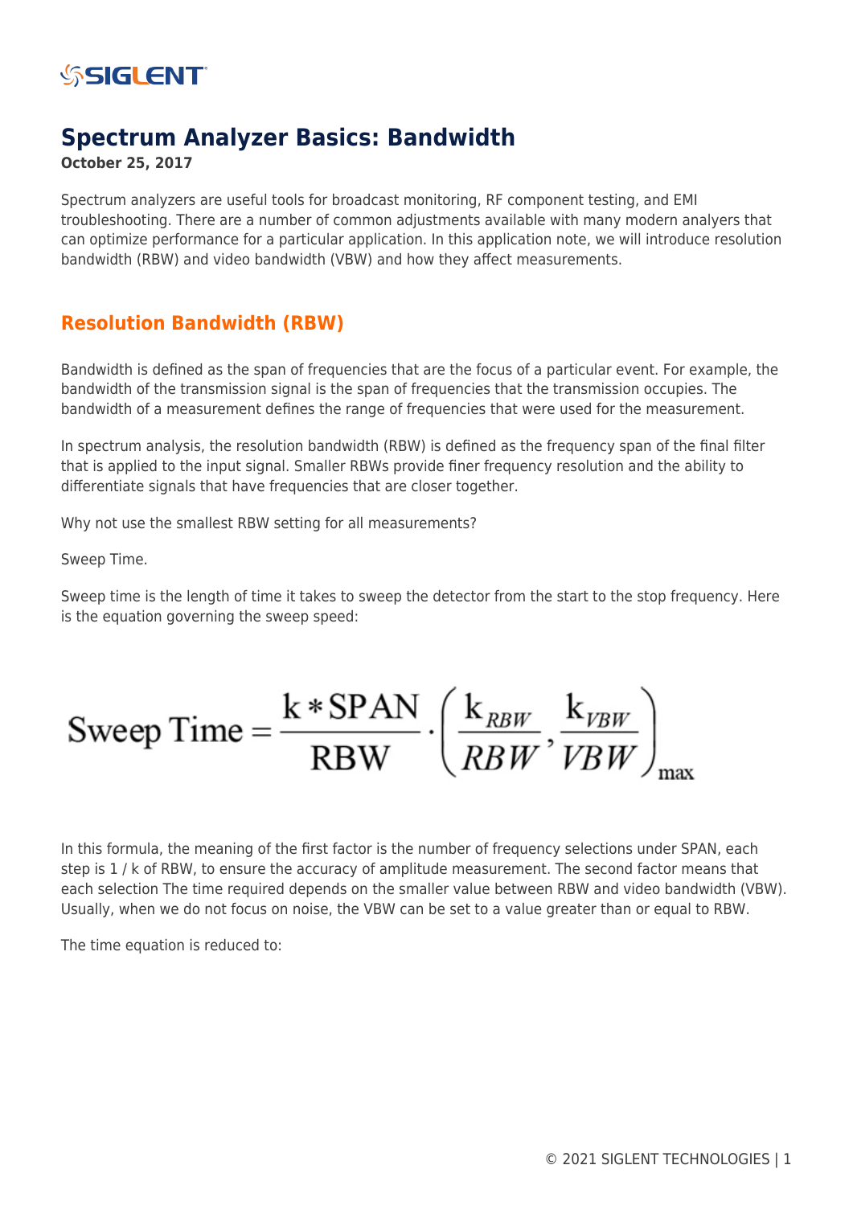# Spectrum Analyzer Basics: Bandwidth

**October 25, 2017**

Spectrum analyzers are useful tools for broadcast monitoring, RF component testing, and EMI troubleshooting. There are a number of common adjustments available with many modern analyers that can optimize performance for a particular application. In this application note, we will introduce resolution bandwidth (RBW) and video bandwidth (VBW) and how they affect measurements.

## Resolution Bandwidth (RBW)

Bandwidth is defined as the span of frequencies that are the focus of a particular event. For example, the bandwidth of the transmission signal is the span of frequencies that the transmission occupies. The bandwidth of a measurement defines the range of frequencies that were used for the measurement.

In spectrum analysis, the resolution bandwidth (RBW) is defined as the frequency span of the final filter that is applied to the input signal. Smaller RBWs provide finer frequency resolution and the ability to differentiate signals that have frequencies that are closer together.

Why not use the smallest RBW setting for all measurements?

Sweep Time.

Sweep time is the length of time it takes to sweep the detector from the start to the stop frequency. Here is the equation governing the sweep speed:

$$\text{Sweep Time} = \frac{\text{k} * \text{SPAN}}{\text{RBW}} \cdot \left( \frac{\text{k}_{RBW}}{RBW}, \frac{\text{k}_{VBW}}{VBW} \right)_{\max}$$

In this formula, the meaning of the first factor is the number of frequency selections under SPAN, each step is 1 / k of RBW, to ensure the accuracy of amplitude measurement. The second factor means that each selection The time required depends on the smaller value between RBW and video bandwidth (VBW). Usually, when we do not focus on noise, the VBW can be set to a value greater than or equal to RBW.

The time equation is reduced to: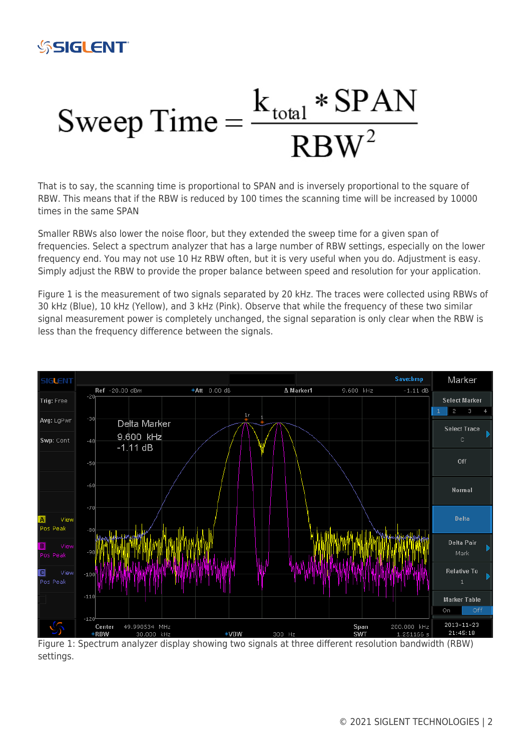$$\text{Sweep Time} = \frac{k_{total} * SPAN}{RBW^2}$$

That is to say, the scanning time is proportional to SPAN and is inversely proportional to the square of RBW. This means that if the RBW is reduced by 100 times the scanning time will be increased by 10000 times in the same SPAN

Smaller RBWs also lower the noise floor, but they extended the sweep time for a given span of frequencies. Select a spectrum analyzer that has a large number of RBW settings, especially on the lower frequency end. You may not use 10 Hz RBW often, but it is very useful when you do. Adjustment is easy. Simply adjust the RBW to provide the proper balance between speed and resolution for your application.

Figure 1 is the measurement of two signals separated by 20 kHz. The traces were collected using RBWs of 30 kHz (Blue), 10 kHz (Yellow), and 3 kHz (Pink). Observe that while the frequency of these two similar signal measurement power is completely unchanged, the signal separation is only clear when the RBW is less than the frequency difference between the signals.

Figure 1: Spectrum analyzer display showing two signals at three different resolution bandwidth (RBW) settings.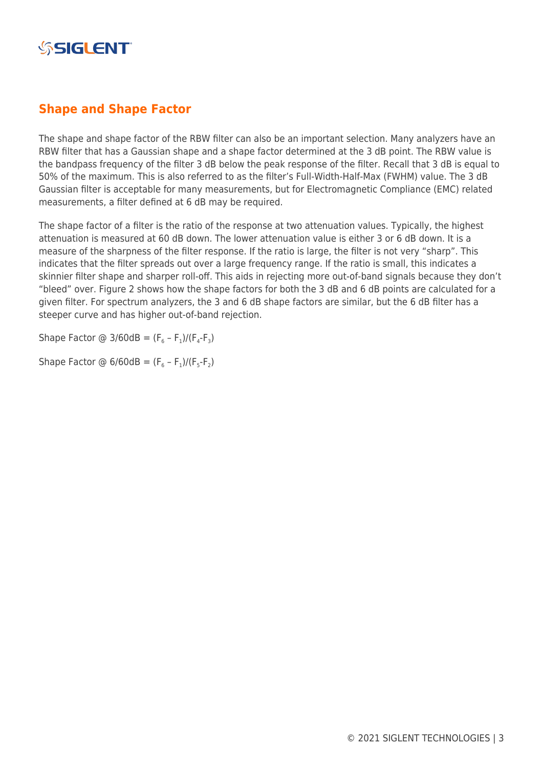## Shape and Shape Factor

The shape and shape factor of the RBW filter can also be an important selection. Many analyzers have an RBW filter that has a Gaussian shape and a shape factor determined at the 3 dB point. The RBW value is the bandpass frequency of the filter 3 dB below the peak response of the filter. Recall that 3 dB is equal to 50% of the maximum. This is also referred to as the filter's Full-Width-Half-Max (FWHM) value. The 3 dB Gaussian filter is acceptable for many measurements, but for Electromagnetic Compliance (EMC) related measurements, a filter defined at 6 dB may be required.

The shape factor of a filter is the ratio of the response at two attenuation values. Typically, the highest attenuation is measured at 60 dB down. The lower attenuation value is either 3 or 6 dB down. It is a measure of the sharpness of the filter response. If the ratio is large, the filter is not very "sharp". This indicates that the filter spreads out over a large frequency range. If the ratio is small, this indicates a skinnier filter shape and sharper roll-off. This aids in rejecting more out-of-band signals because they don't "bleed" over. Figure 2 shows how the shape factors for both the 3 dB and 6 dB points are calculated for a given filter. For spectrum analyzers, the 3 and 6 dB shape factors are similar, but the 6 dB filter has a steeper curve and has higher out-of-band rejection.

Shape Factor @ 3/60dB = $(F_6 - F_1)/(F_4 - F_3)$

Shape Factor @ 6/60dB = $(F_6 - F_1)/(F_5 - F_2)$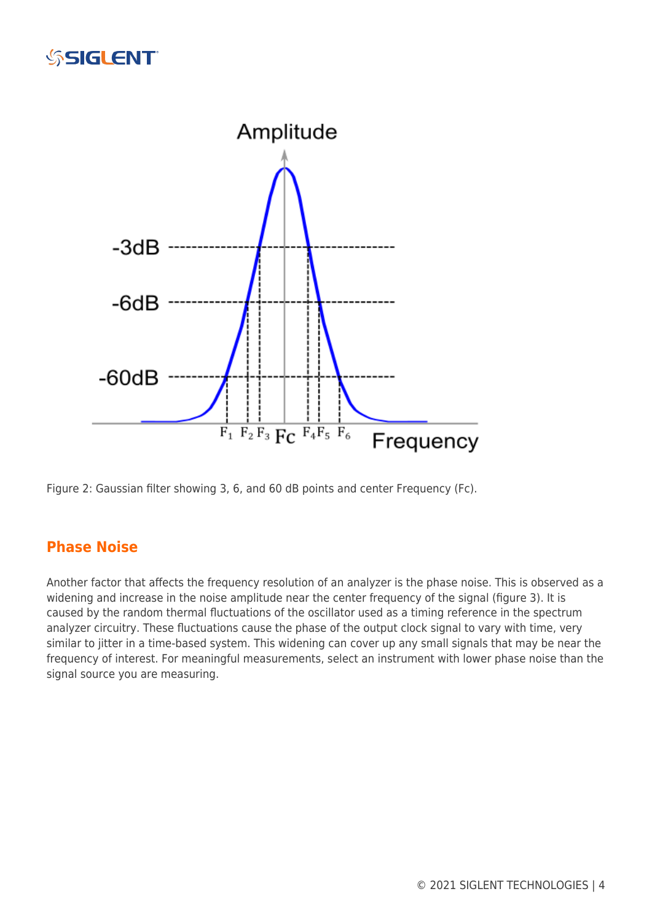Figure 2: Gaussian filter showing 3, 6, and 60 dB points and center Frequency (Fc).

## Phase Noise

Another factor that affects the frequency resolution of an analyzer is the phase noise. This is observed as a widening and increase in the noise amplitude near the center frequency of the signal (figure 3). It is caused by the random thermal fluctuations of the oscillator used as a timing reference in the spectrum analyzer circuitry. These fluctuations cause the phase of the output clock signal to vary with time, very similar to jitter in a time-based system. This widening can cover up any small signals that may be near the frequency of interest. For meaningful measurements, select an instrument with lower phase noise than the signal source you are measuring.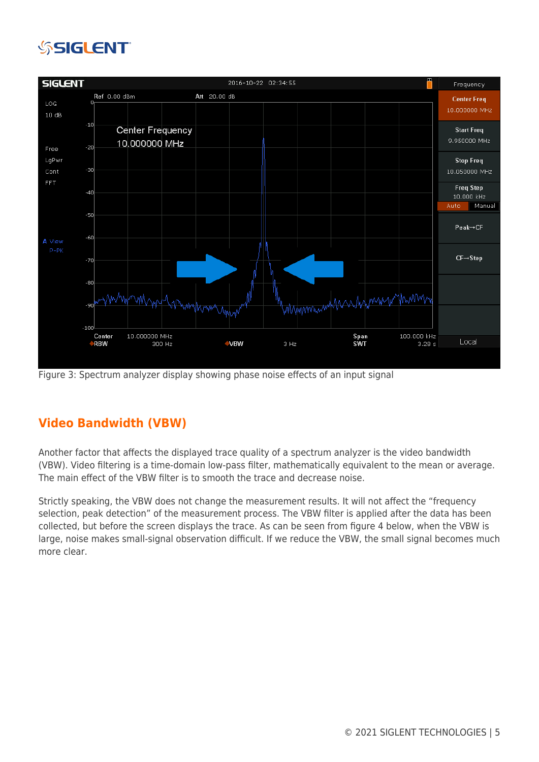Figure 3: Spectrum analyzer display showing phase noise effects of an input signal

## Video Bandwidth (VBW)

Another factor that affects the displayed trace quality of a spectrum analyzer is the video bandwidth (VBW). Video filtering is a time-domain low-pass filter, mathematically equivalent to the mean or average. The main effect of the VBW filter is to smooth the trace and decrease noise.

Strictly speaking, the VBW does not change the measurement results. It will not affect the “frequency selection, peak detection” of the measurement process. The VBW filter is applied after the data has been collected, but before the screen displays the trace. As can be seen from figure 4 below, when the VBW is large, noise makes small-signal observation difficult. If we reduce the VBW, the small signal becomes much more clear.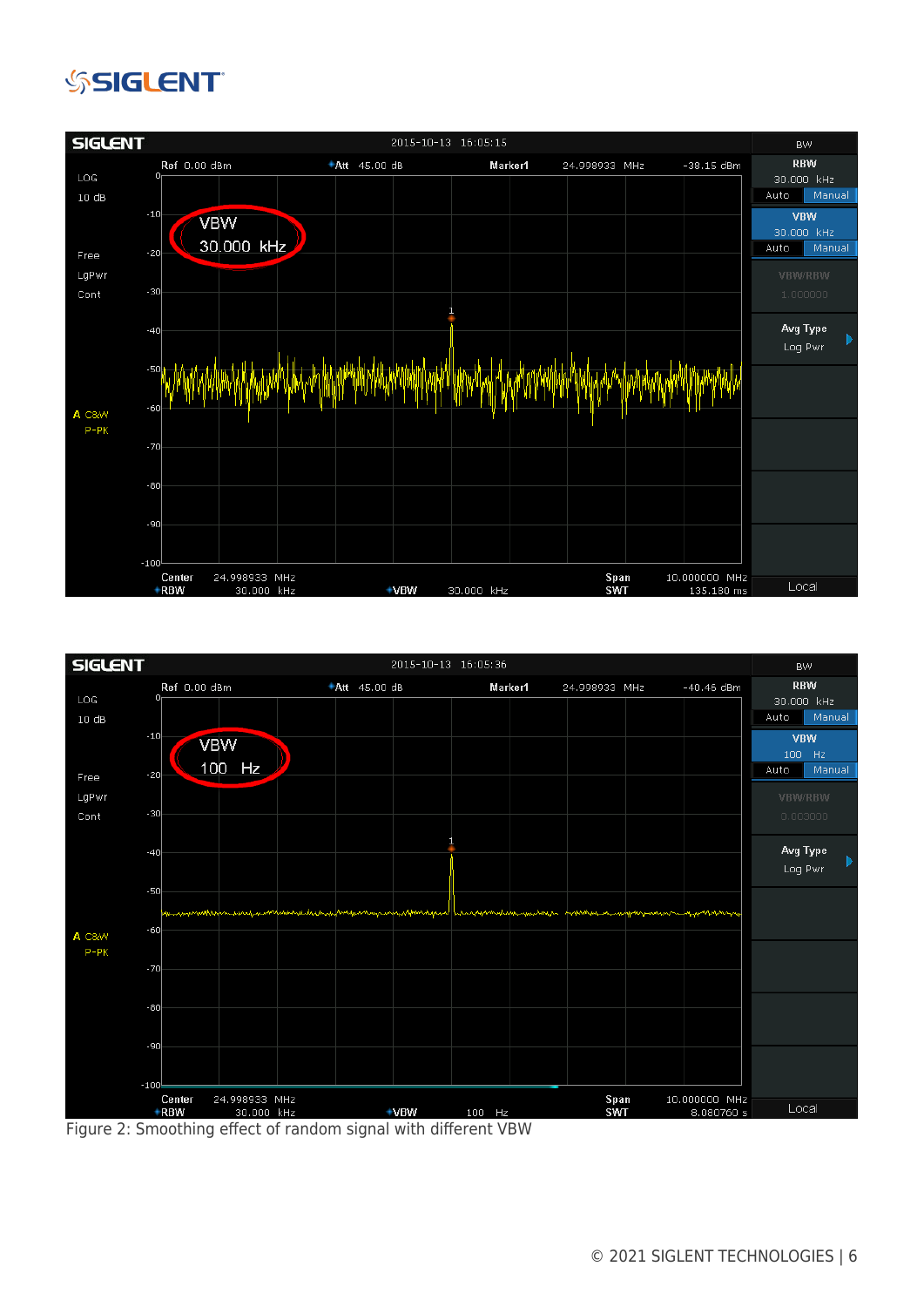Figure 2: Smoothing effect of random signal with different VBW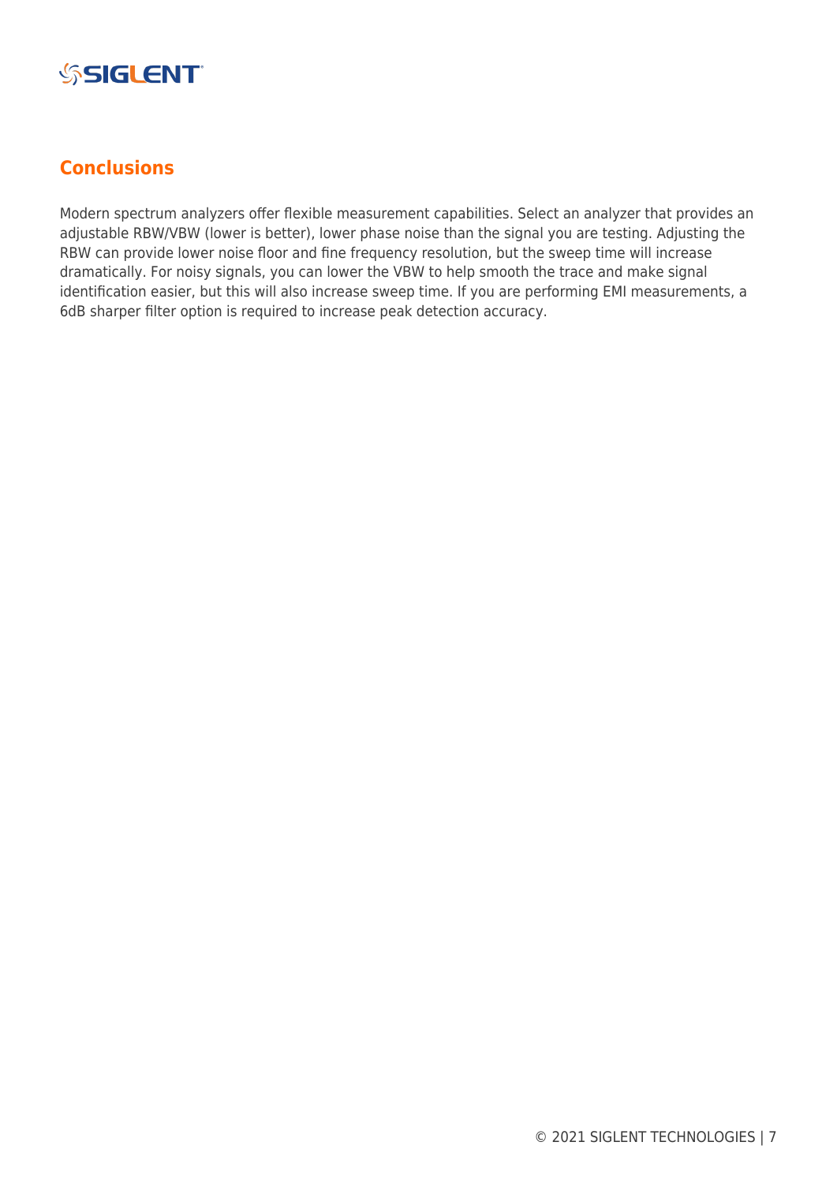## Conclusions

Modern spectrum analyzers offer flexible measurement capabilities. Select an analyzer that provides an adjustable RBW/VBW (lower is better), lower phase noise than the signal you are testing. Adjusting the RBW can provide lower noise floor and fine frequency resolution, but the sweep time will increase dramatically. For noisy signals, you can lower the VBW to help smooth the trace and make signal identification easier, but this will also increase sweep time. If you are performing EMI measurements, a 6dB sharper filter option is required to increase peak detection accuracy.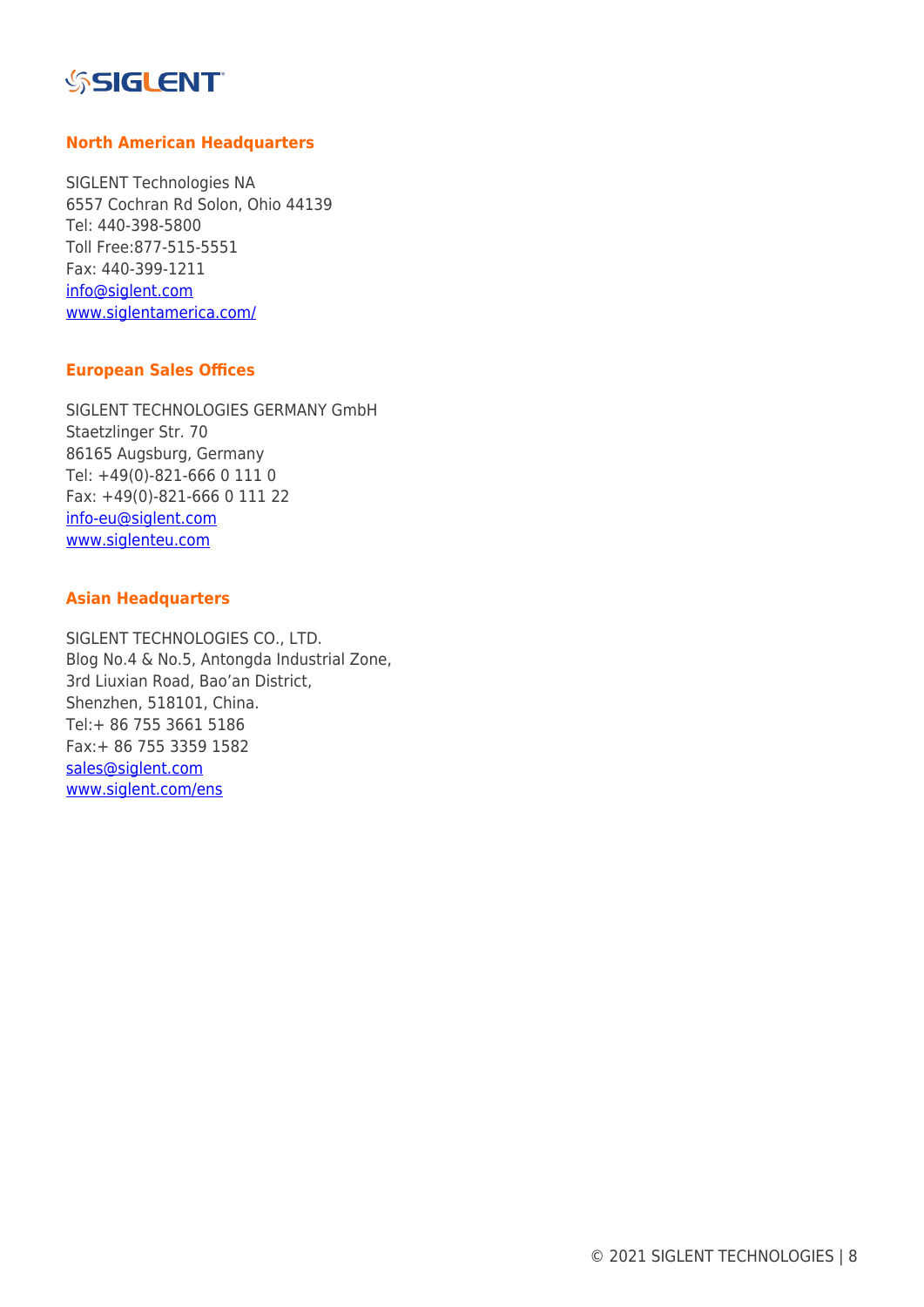## North American Headquarters

SIGLENT Technologies NA
6557 Cochran Rd Solon, Ohio 44139
Tel: 440-398-5800
Toll Free:877-515-5551
Fax: 440-399-1211
info@siglent.com
www.siglentamerica.com/

## European Sales Offices

SIGLENT TECHNOLOGIES GERMANY GmbH
Staetzlinger Str. 70
86165 Augsburg, Germany
Tel: +49(0)-821-666 0 111 0
Fax: +49(0)-821-666 0 111 22
info-eu@siglent.com
www.siglenteu.com

## Asian Headquarters

SIGLENT TECHNOLOGIES CO., LTD.
Blog No.4 & No.5, Antongda Industrial Zone,
3rd Liuxian Road, Bao'an District,
Shenzhen, 518101, China.
Tel:+ 86 755 3661 5186
Fax:+ 86 755 3359 1582
sales@siglent.com
www.siglent.com/ens